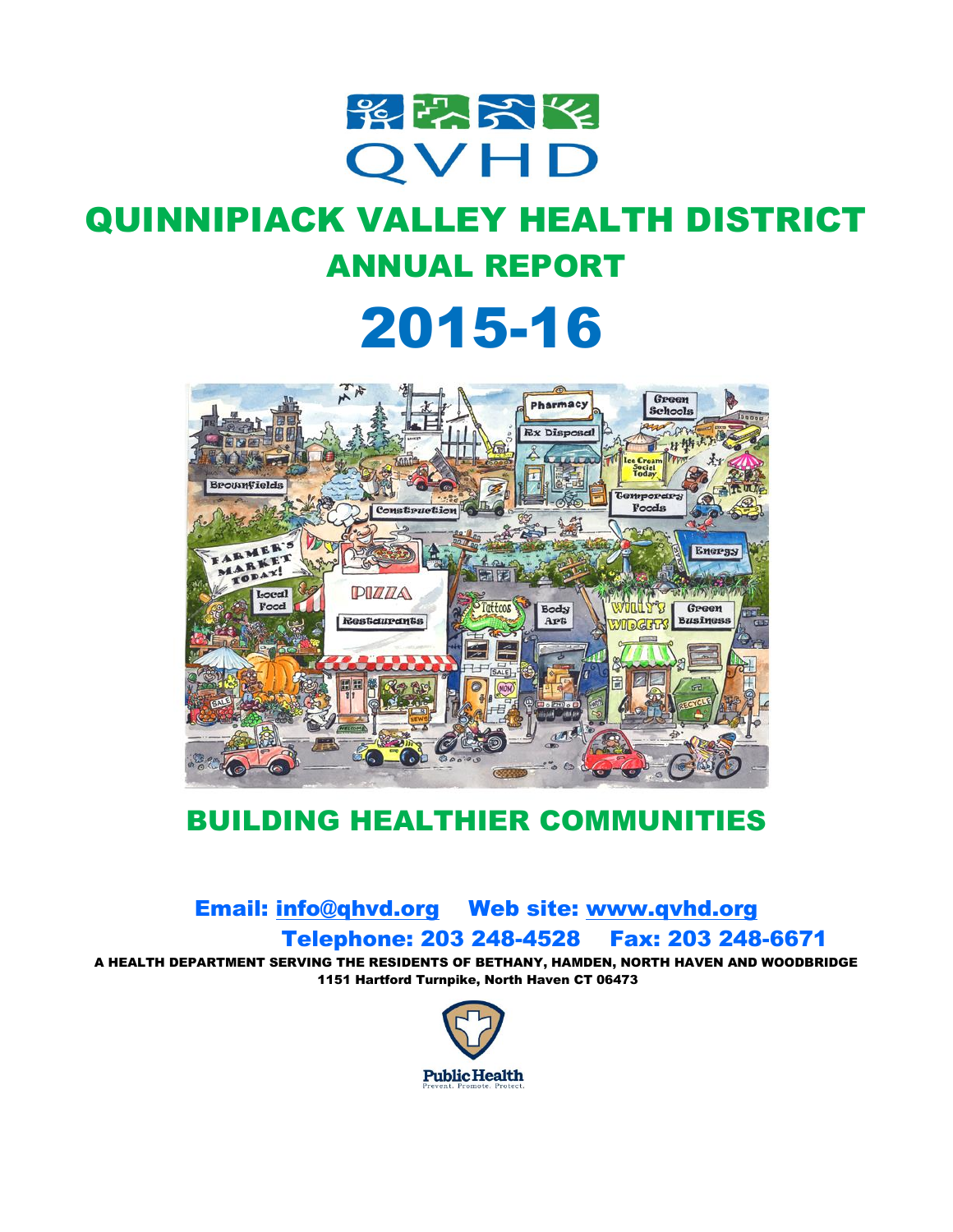# QVHD

# QUINNIPIACK VALLEY HEALTH DISTRICT

## ANNUAL REPORT

# 2015-16

## BUILDING HEALTHIER COMMUNITIES

**Email: info@qhvd.org Web site: www.qvhd.org**

**Telephone: 203 248-4528 Fax: 203 248-6671**

**A HEALTH DEPARTMENT SERVING THE RESIDENTS OF BETHANY, HAMDEN, NORTH HAVEN AND WOODBRIDGE**

**1151 Hartford Turnpike, North Haven CT 06473**

Public Health
Prevent. Promote. Protect.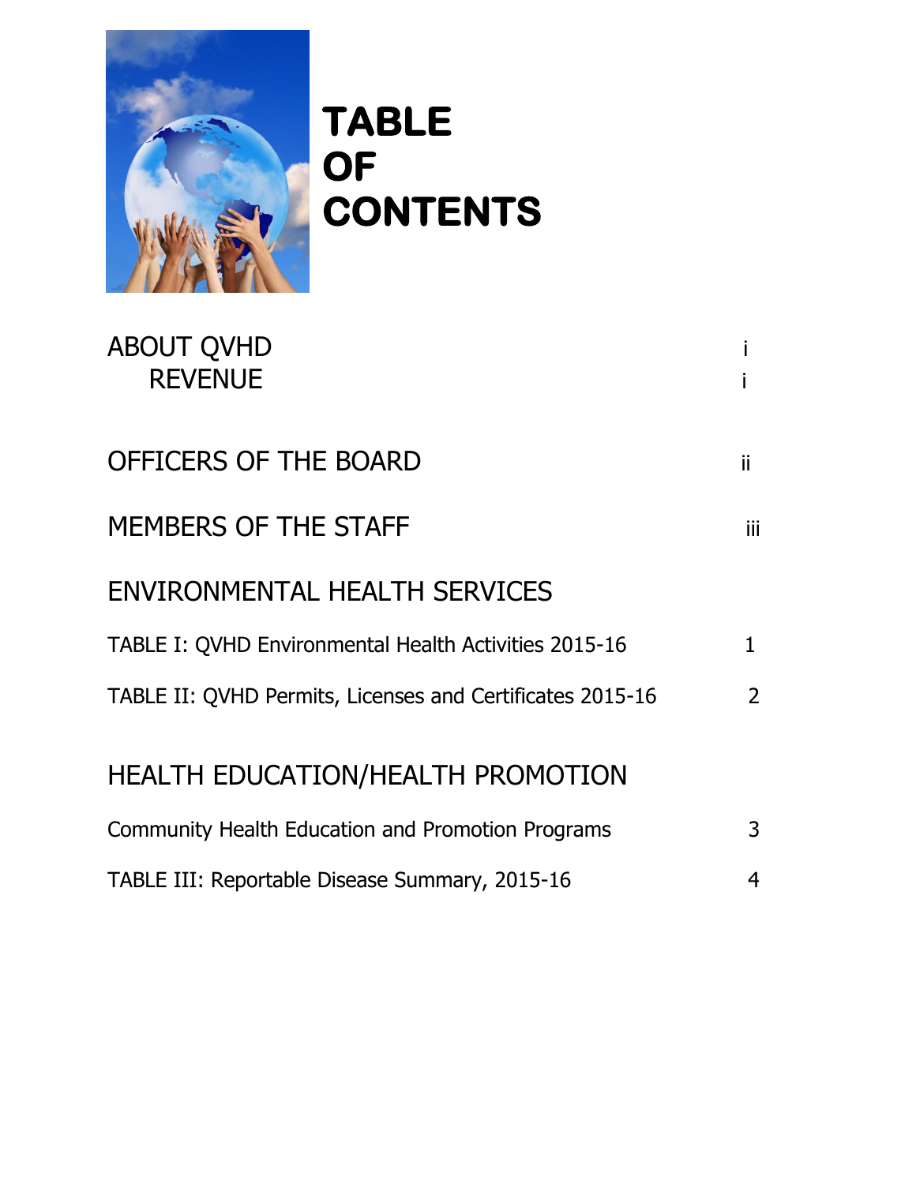# TABLE OF CONTENTS

| | |
|---|---|
| ABOUT QVHD | i |
| REVENUE | i |
| OFFICERS OF THE BOARD | ii |
| MEMBERS OF THE STAFF | iii |
| **ENVIRONMENTAL HEALTH SERVICES** | |
| TABLE I: QVHD Environmental Health Activities 2015-16 | 1 |
| TABLE II: QVHD Permits, Licenses and Certificates 2015-16 | 2 |
| **HEALTH EDUCATION/HEALTH PROMOTION** | |
| Community Health Education and Promotion Programs | 3 |
| TABLE III: Reportable Disease Summary, 2015-16 | 4 |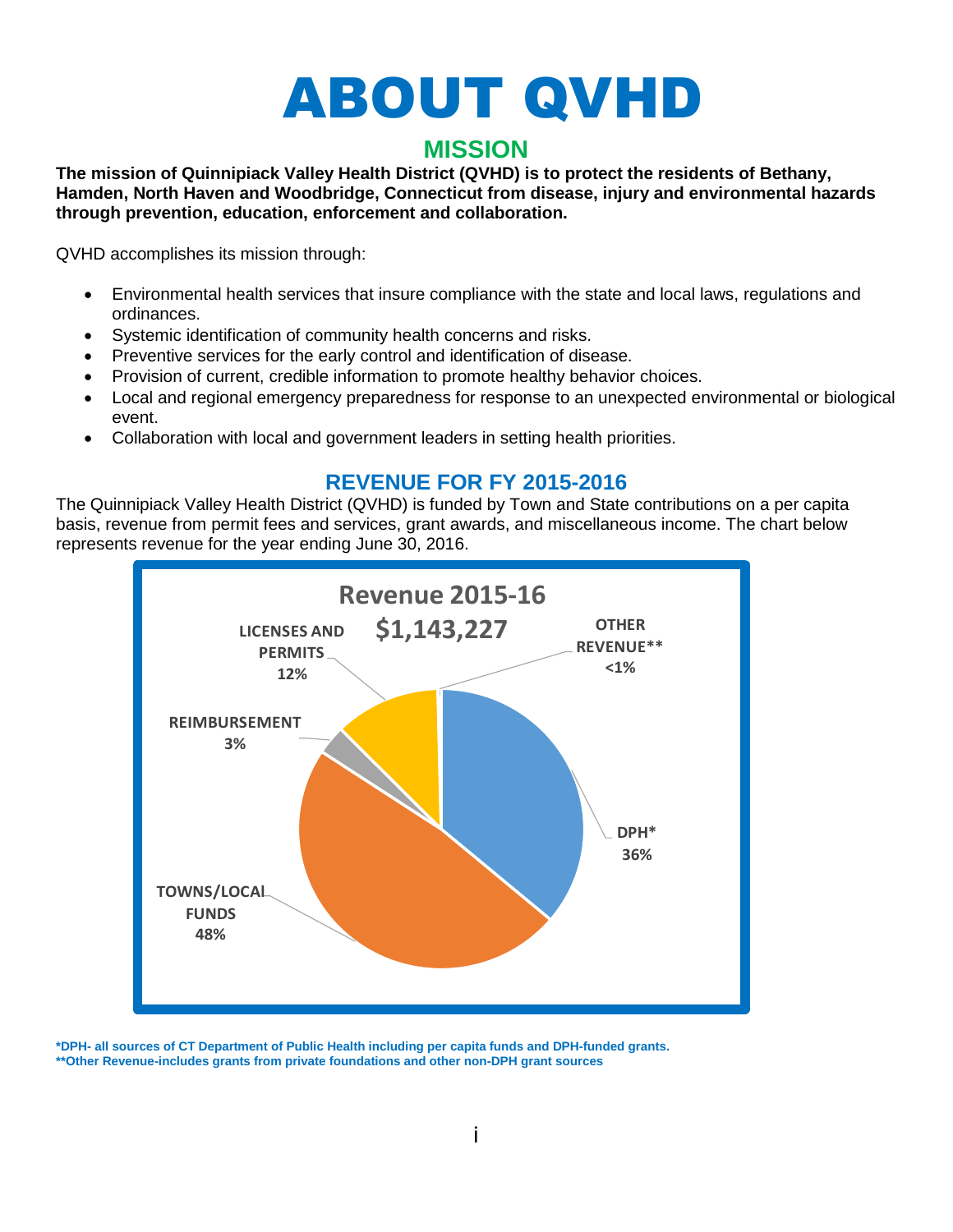# ABOUT QVHD

## MISSION

**The mission of Quinnipiack Valley Health District (QVHD) is to protect the residents of Bethany, Hamden, North Haven and Woodbridge, Connecticut from disease, injury and environmental hazards through prevention, education, enforcement and collaboration.**

QVHD accomplishes its mission through:

- Environmental health services that insure compliance with the state and local laws, regulations and ordinances.
- Systemic identification of community health concerns and risks.
- Preventive services for the early control and identification of disease.
- Provision of current, credible information to promote healthy behavior choices.
- Local and regional emergency preparedness for response to an unexpected environmental or biological event.
- Collaboration with local and government leaders in setting health priorities.

## REVENUE FOR FY 2015-2016

The Quinnipiack Valley Health District (QVHD) is funded by Town and State contributions on a per capita basis, revenue from permit fees and services, grant awards, and miscellaneous income. The chart below represents revenue for the year ending June 30, 2016.

**Revenue 2015-16**
**$1,143,227**

| Source | Percent |
|---|---|
| TOWNS/LOCAL FUNDS | 48% |
| DPH* | 36% |
| LICENSES AND PERMITS | 12% |
| REIMBURSEMENT | 3% |
| OTHER REVENUE** | <1% |

*DPH- all sources of CT Department of Public Health including per capita funds and DPH-funded grants.
**Other Revenue-includes grants from private foundations and other non-DPH grant sources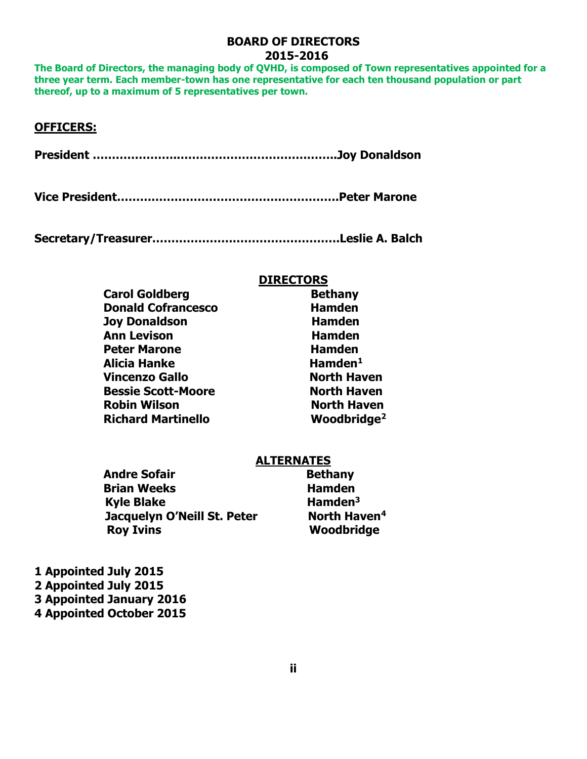# BOARD OF DIRECTORS
## 2015-2016

**The Board of Directors, the managing body of QVHD, is composed of Town representatives appointed for a three year term. Each member-town has one representative for each ten thousand population or part thereof, up to a maximum of 5 representatives per town.**

**OFFICERS:**

**President ..............................................................Joy Donaldson**

**Vice President........................................................Peter Marone**

**Secretary/Treasurer................................................Leslie A. Balch**

**DIRECTORS**

| | |
|---|---|
| **Carol Goldberg** | **Bethany** |
| **Donald Cofrancesco** | **Hamden** |
| **Joy Donaldson** | **Hamden** |
| **Ann Levison** | **Hamden** |
| **Peter Marone** | **Hamden** |
| **Alicia Hanke** | **Hamden[1]** |
| **Vincenzo Gallo** | **North Haven** |
| **Bessie Scott-Moore** | **North Haven** |
| **Robin Wilson** | **North Haven** |
| **Richard Martinello** | **Woodbridge[2]** |

**ALTERNATES**

| | |
|---|---|
| **Andre Sofair** | **Bethany** |
| **Brian Weeks** | **Hamden** |
| **Kyle Blake** | **Hamden[3]** |
| **Jacquelyn O'Neill St. Peter** | **North Haven[4]** |
| **Roy Ivins** | **Woodbridge** |

**1 Appointed July 2015**
**2 Appointed July 2015**
**3 Appointed January 2016**
**4 Appointed October 2015**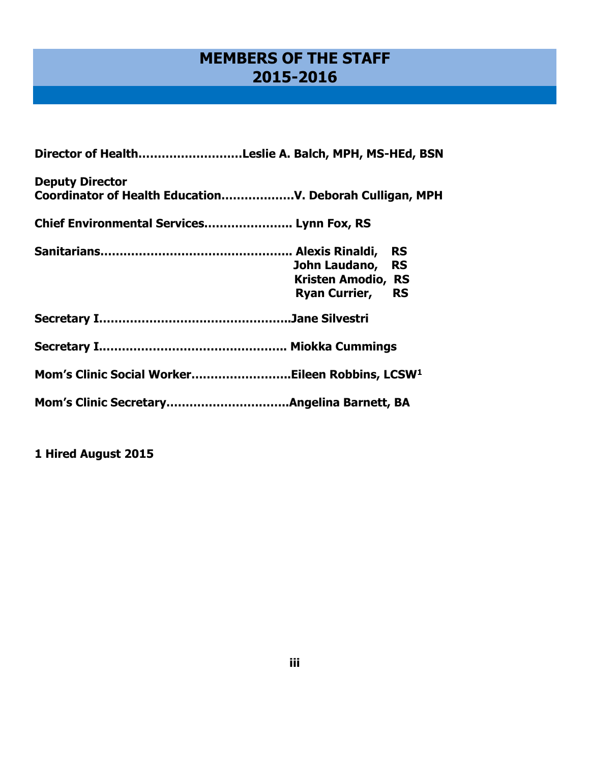# MEMBERS OF THE STAFF 2015-2016

**Director of Health……………………….Leslie A. Balch, MPH, MS-HEd, BSN**

**Deputy Director**
**Coordinator of Health Education………………V. Deborah Culligan, MPH**

**Chief Environmental Services………………….. Lynn Fox, RS**

**Sanitarians………………………………………….. Alexis Rinaldi, RS**
**John Laudano, RS**
**Kristen Amodio, RS**
**Ryan Currier, RS**

**Secretary I…………………………………………..Jane Silvestri**

**Secretary I………………………………………….. Miokka Cummings**

**Mom's Clinic Social Worker……………………..Eileen Robbins, LCSW[1]**

**Mom's Clinic Secretary………………………….Angelina Barnett, BA**

**1 Hired August 2015**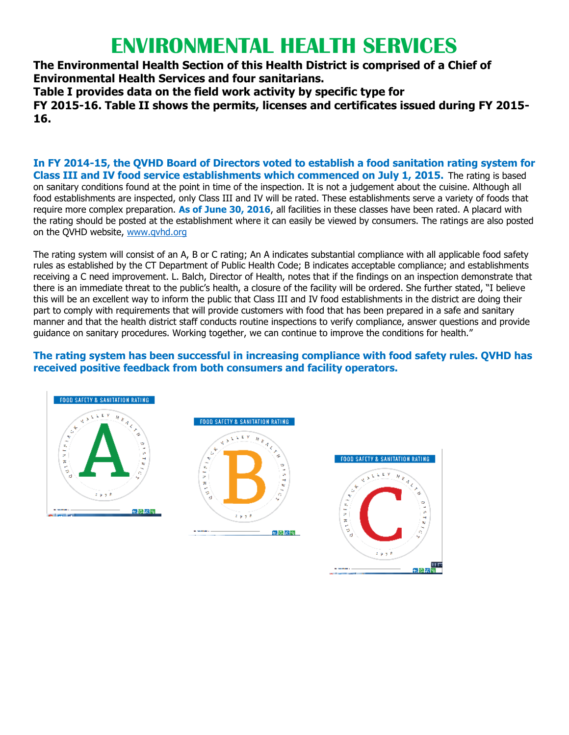# ENVIRONMENTAL HEALTH SERVICES

**The Environmental Health Section of this Health District is comprised of a Chief of Environmental Health Services and four sanitarians.**
**Table I provides data on the field work activity by specific type for FY 2015-16. Table II shows the permits, licenses and certificates issued during FY 2015-16.**

**In FY 2014-15, the QVHD Board of Directors voted to establish a food sanitation rating system for Class III and IV food service establishments which commenced on July 1, 2015.** The rating is based on sanitary conditions found at the point in time of the inspection. It is not a judgement about the cuisine. Although all food establishments are inspected, only Class III and IV will be rated. These establishments serve a variety of foods that require more complex preparation. **As of June 30, 2016**, all facilities in these classes have been rated. A placard with the rating should be posted at the establishment where it can easily be viewed by consumers. The ratings are also posted on the QVHD website, www.qvhd.org

The rating system will consist of an A, B or C rating; An A indicates substantial compliance with all applicable food safety rules as established by the CT Department of Public Health Code; B indicates acceptable compliance; and establishments receiving a C need improvement. L. Balch, Director of Health, notes that if the findings on an inspection demonstrate that there is an immediate threat to the public's health, a closure of the facility will be ordered. She further stated, "I believe this will be an excellent way to inform the public that Class III and IV food establishments in the district are doing their part to comply with requirements that will provide customers with food that has been prepared in a safe and sanitary manner and that the health district staff conducts routine inspections to verify compliance, answer questions and provide guidance on sanitary procedures. Working together, we can continue to improve the conditions for health."

**The rating system has been successful in increasing compliance with food safety rules. QVHD has received positive feedback from both consumers and facility operators.**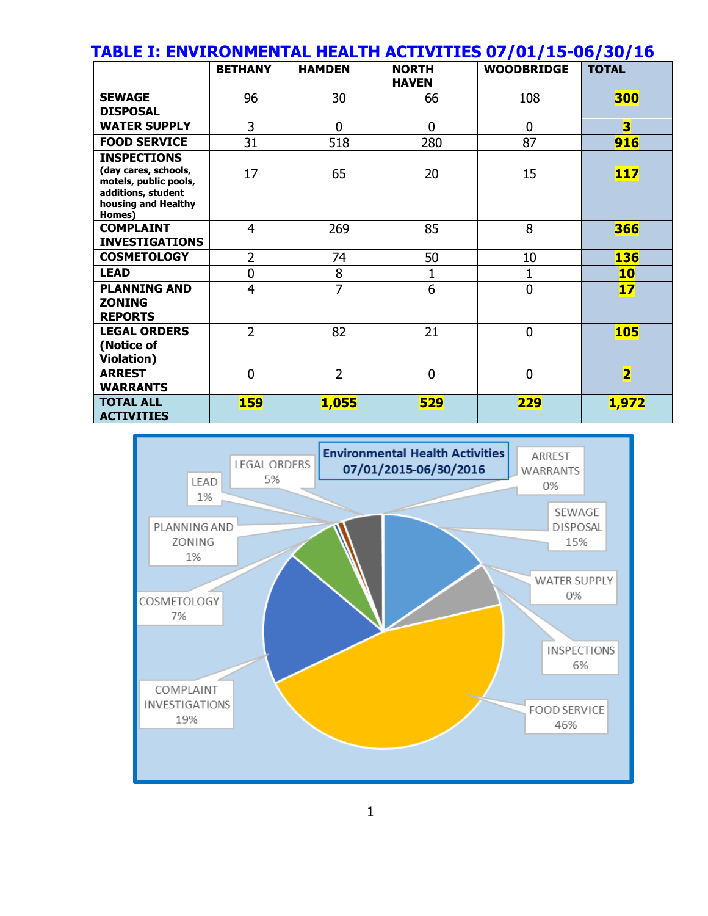# TABLE I: ENVIRONMENTAL HEALTH ACTIVITIES 07/01/15-06/30/16

| | BETHANY | HAMDEN | NORTH HAVEN | WOODBRIDGE | TOTAL |
|---|---|---|---|---|---|
| **SEWAGE DISPOSAL** | 96 | 30 | 66 | 108 | **300** |
| **WATER SUPPLY** | 3 | 0 | 0 | 0 | **3** |
| **FOOD SERVICE** | 31 | 518 | 280 | 87 | **916** |
| **INSPECTIONS (day cares, schools, motels, public pools, additions, student housing and Healthy Homes)** | 17 | 65 | 20 | 15 | **117** |
| **COMPLAINT INVESTIGATIONS** | 4 | 269 | 85 | 8 | **366** |
| **COSMETOLOGY** | 2 | 74 | 50 | 10 | **136** |
| **LEAD** | 0 | 8 | 1 | 1 | **10** |
| **PLANNING AND ZONING REPORTS** | 4 | 7 | 6 | 0 | **17** |
| **LEGAL ORDERS (Notice of Violation)** | 2 | 82 | 21 | 0 | **105** |
| **ARREST WARRANTS** | 0 | 2 | 0 | 0 | **2** |
| **TOTAL ALL ACTIVITIES** | **159** | **1,055** | **529** | **229** | **1,972** |

**Environmental Health Activities 07/01/2015-06/30/2016**

- SEWAGE DISPOSAL 15%
- WATER SUPPLY 0%
- INSPECTIONS 6%
- FOOD SERVICE 46%
- COMPLAINT INVESTIGATIONS 19%
- COSMETOLOGY 7%
- PLANNING AND ZONING 1%
- LEAD 1%
- LEGAL ORDERS 5%
- ARREST WARRANTS 0%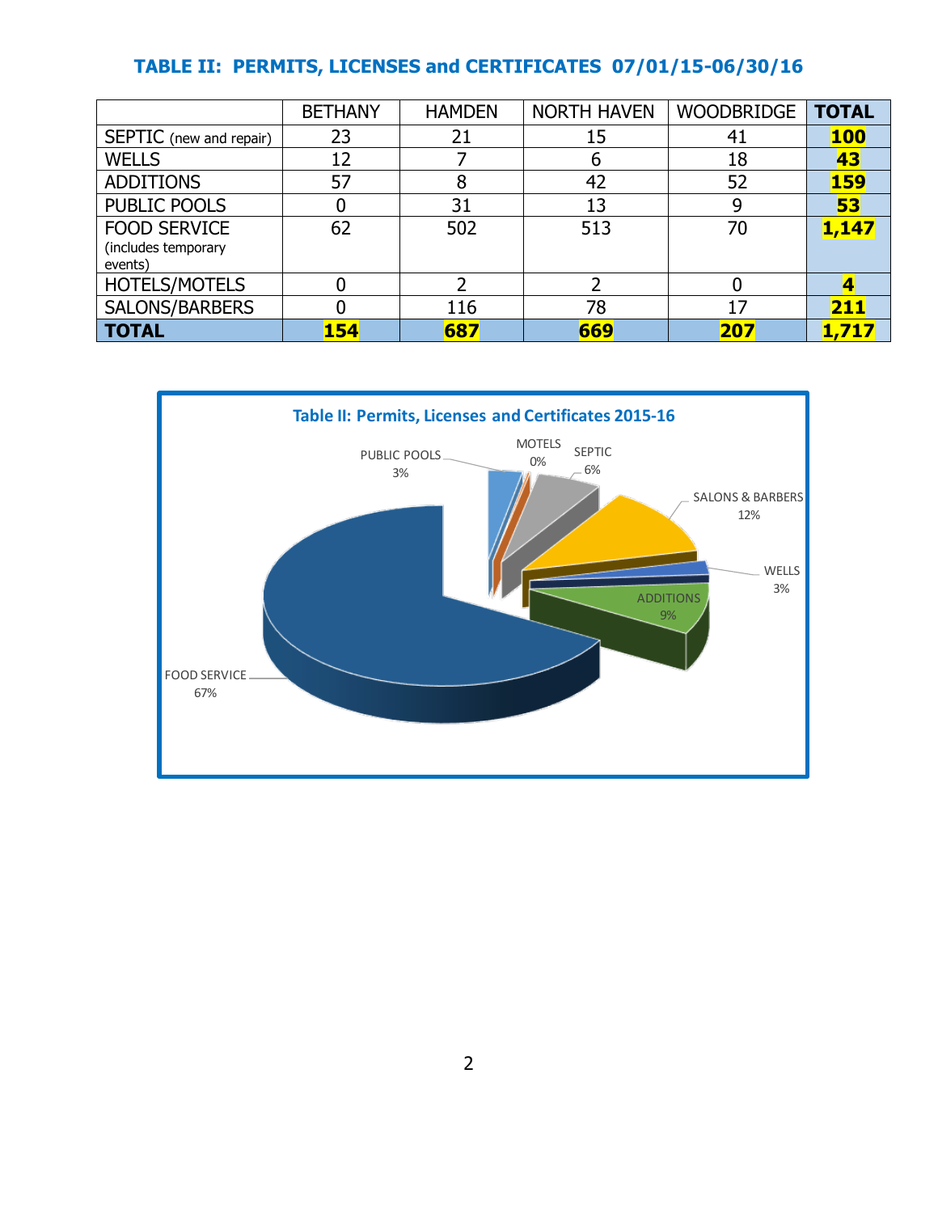## TABLE II: PERMITS, LICENSES and CERTIFICATES 07/01/15-06/30/16

| | BETHANY | HAMDEN | NORTH HAVEN | WOODBRIDGE | TOTAL |
|---|---|---|---|---|---|
| SEPTIC (new and repair) | 23 | 21 | 15 | 41 | **100** |
| WELLS | 12 | 7 | 6 | 18 | **43** |
| ADDITIONS | 57 | 8 | 42 | 52 | **159** |
| PUBLIC POOLS | 0 | 31 | 13 | 9 | **53** |
| FOOD SERVICE (includes temporary events) | 62 | 502 | 513 | 70 | **1,147** |
| HOTELS/MOTELS | 0 | 2 | 2 | 0 | **4** |
| SALONS/BARBERS | 0 | 116 | 78 | 17 | **211** |
| **TOTAL** | **154** | **687** | **669** | **207** | **1,717** |

**Table II: Permits, Licenses and Certificates 2015-16**

| Category | Percent |
|---|---|
| FOOD SERVICE | 67% |
| PUBLIC POOLS | 3% |
| MOTELS | 0% |
| SEPTIC | 6% |
| SALONS & BARBERS | 12% |
| WELLS | 3% |
| ADDITIONS | 9% |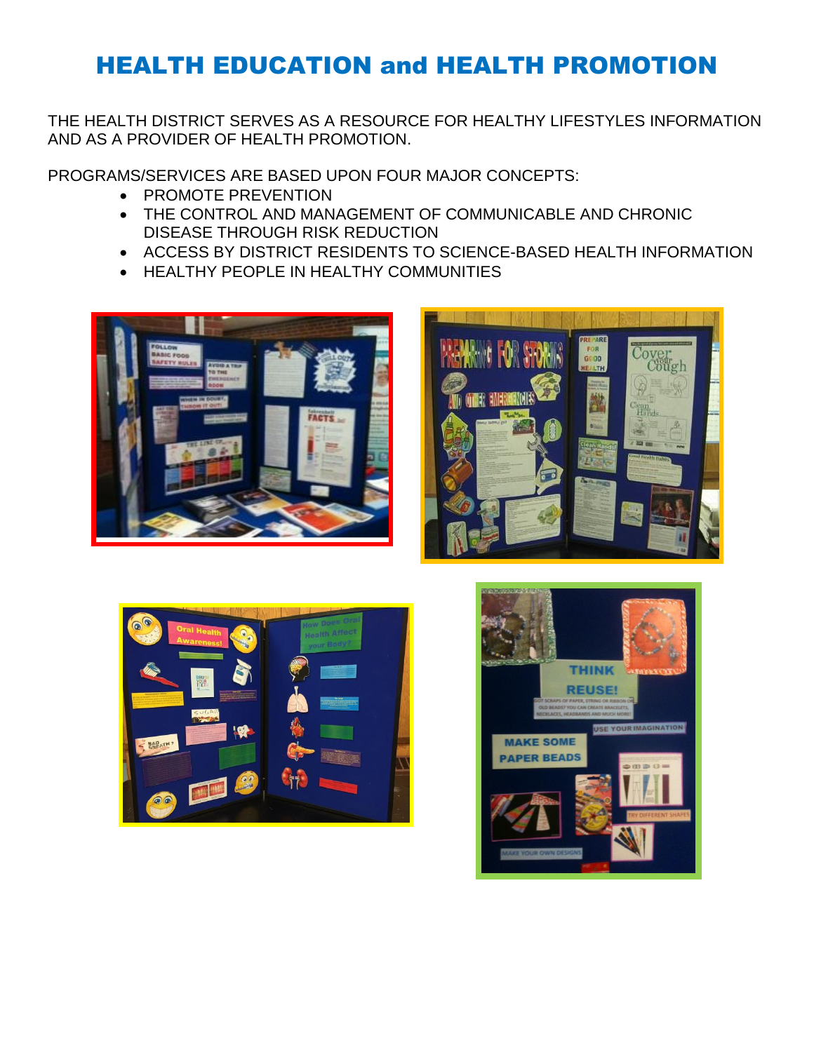# HEALTH EDUCATION and HEALTH PROMOTION

THE HEALTH DISTRICT SERVES AS A RESOURCE FOR HEALTHY LIFESTYLES INFORMATION AND AS A PROVIDER OF HEALTH PROMOTION.

PROGRAMS/SERVICES ARE BASED UPON FOUR MAJOR CONCEPTS:

- PROMOTE PREVENTION
- THE CONTROL AND MANAGEMENT OF COMMUNICABLE AND CHRONIC DISEASE THROUGH RISK REDUCTION
- ACCESS BY DISTRICT RESIDENTS TO SCIENCE-BASED HEALTH INFORMATION
- HEALTHY PEOPLE IN HEALTHY COMMUNITIES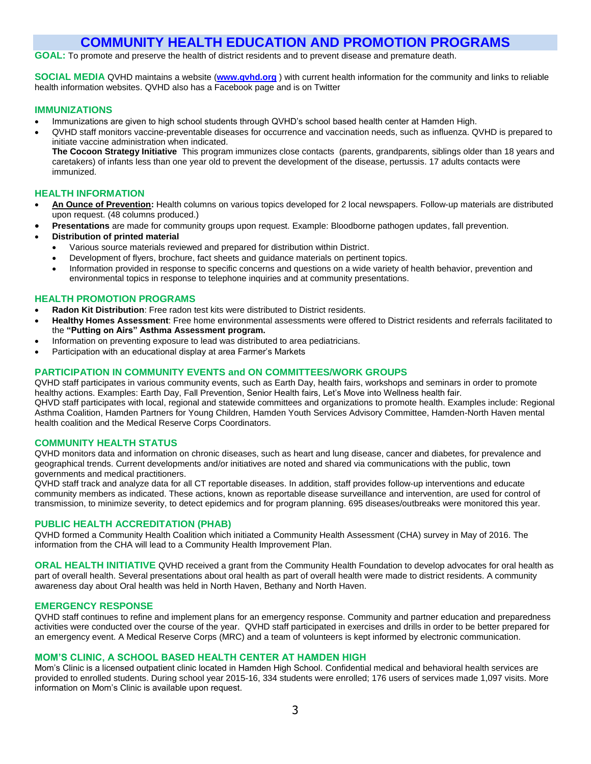# COMMUNITY HEALTH EDUCATION AND PROMOTION PROGRAMS

**GOAL:** To promote and preserve the health of district residents and to prevent disease and premature death.

**SOCIAL MEDIA** QVHD maintains a website (**www.qvhd.org** ) with current health information for the community and links to reliable health information websites. QVHD also has a Facebook page and is on Twitter

## IMMUNIZATIONS

- Immunizations are given to high school students through QVHD's school based health center at Hamden High.
- QVHD staff monitors vaccine-preventable diseases for occurrence and vaccination needs, such as influenza. QVHD is prepared to initiate vaccine administration when indicated.
  **The Cocoon Strategy Initiative** This program immunizes close contacts (parents, grandparents, siblings older than 18 years and caretakers) of infants less than one year old to prevent the development of the disease, pertussis. 17 adults contacts were immunized.

## HEALTH INFORMATION

- **An Ounce of Prevention:** Health columns on various topics developed for 2 local newspapers. Follow-up materials are distributed upon request. (48 columns produced.)
- **Presentations** are made for community groups upon request. Example: Bloodborne pathogen updates, fall prevention.
- **Distribution of printed material**
  - Various source materials reviewed and prepared for distribution within District.
  - Development of flyers, brochure, fact sheets and guidance materials on pertinent topics.
  - Information provided in response to specific concerns and questions on a wide variety of health behavior, prevention and environmental topics in response to telephone inquiries and at community presentations.

## HEALTH PROMOTION PROGRAMS

- **Radon Kit Distribution**: Free radon test kits were distributed to District residents.
- **Healthy Homes Assessment**: Free home environmental assessments were offered to District residents and referrals facilitated to the **"Putting on Airs" Asthma Assessment program.**
- Information on preventing exposure to lead was distributed to area pediatricians.
- Participation with an educational display at area Farmer's Markets

## PARTICIPATION IN COMMUNITY EVENTS and ON COMMITTEES/WORK GROUPS

QVHD staff participates in various community events, such as Earth Day, health fairs, workshops and seminars in order to promote healthy actions. Examples: Earth Day, Fall Prevention, Senior Health fairs, Let's Move into Wellness health fair.
QHVD staff participates with local, regional and statewide committees and organizations to promote health. Examples include: Regional Asthma Coalition, Hamden Partners for Young Children, Hamden Youth Services Advisory Committee, Hamden-North Haven mental health coalition and the Medical Reserve Corps Coordinators.

## COMMUNITY HEALTH STATUS

QVHD monitors data and information on chronic diseases, such as heart and lung disease, cancer and diabetes, for prevalence and geographical trends. Current developments and/or initiatives are noted and shared via communications with the public, town governments and medical practitioners.
QVHD staff track and analyze data for all CT reportable diseases. In addition, staff provides follow-up interventions and educate community members as indicated. These actions, known as reportable disease surveillance and intervention, are used for control of transmission, to minimize severity, to detect epidemics and for program planning. 695 diseases/outbreaks were monitored this year.

## PUBLIC HEALTH ACCREDITATION (PHAB)

QVHD formed a Community Health Coalition which initiated a Community Health Assessment (CHA) survey in May of 2016. The information from the CHA will lead to a Community Health Improvement Plan.

**ORAL HEALTH INITIATIVE** QVHD received a grant from the Community Health Foundation to develop advocates for oral health as part of overall health. Several presentations about oral health as part of overall health were made to district residents. A community awareness day about Oral health was held in North Haven, Bethany and North Haven.

## EMERGENCY RESPONSE

QVHD staff continues to refine and implement plans for an emergency response. Community and partner education and preparedness activities were conducted over the course of the year. QVHD staff participated in exercises and drills in order to be better prepared for an emergency event. A Medical Reserve Corps (MRC) and a team of volunteers is kept informed by electronic communication.

## MOM'S CLINIC, A SCHOOL BASED HEALTH CENTER AT HAMDEN HIGH

Mom's Clinic is a licensed outpatient clinic located in Hamden High School. Confidential medical and behavioral health services are provided to enrolled students. During school year 2015-16, 334 students were enrolled; 176 users of services made 1,097 visits. More information on Mom's Clinic is available upon request.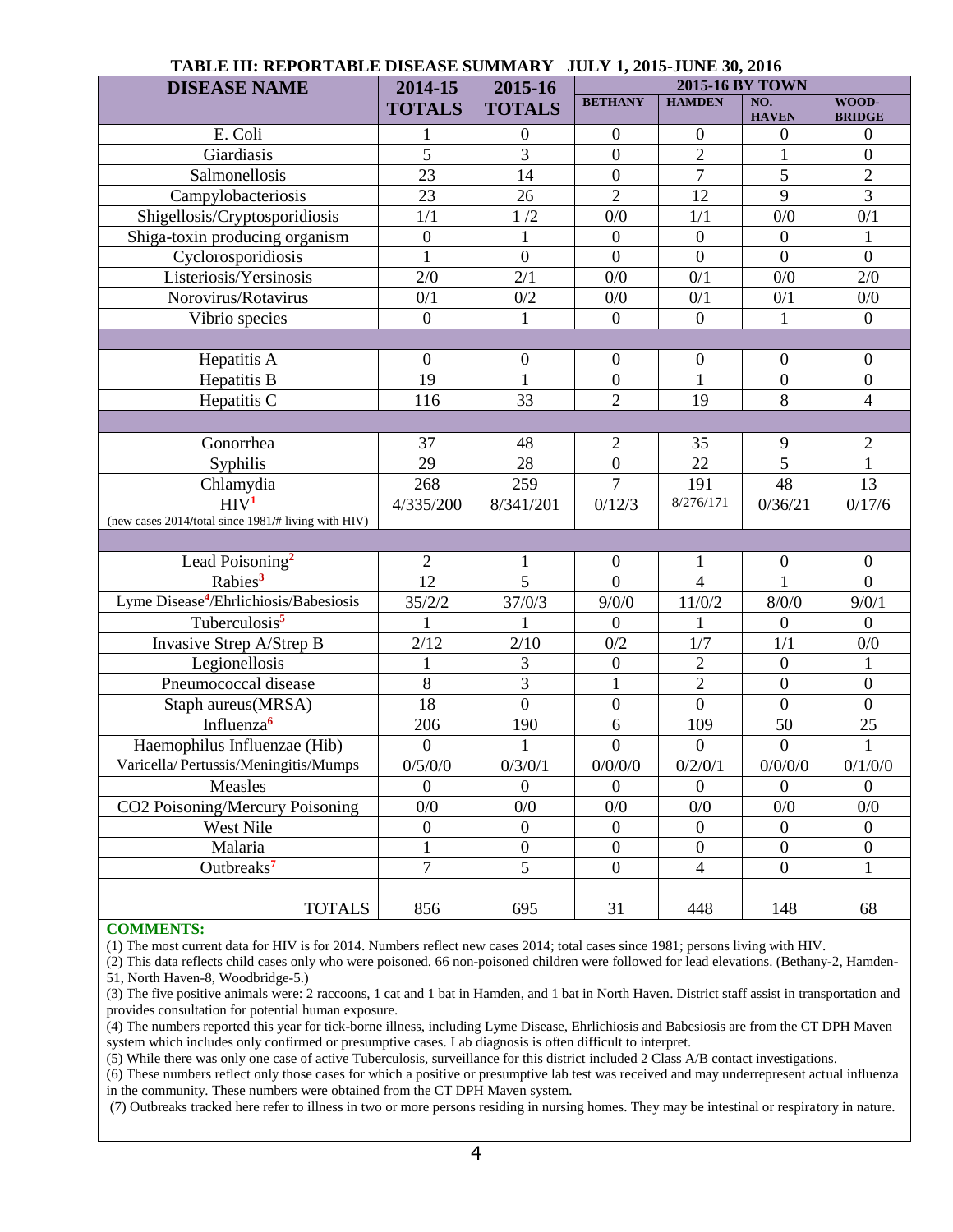# TABLE III: REPORTABLE DISEASE SUMMARY JULY 1, 2015-JUNE 30, 2016

| DISEASE NAME | 2014-15 TOTALS | 2015-16 TOTALS | 2015-16 BY TOWN | | | |
|---|---|---|---|---|---|---|
| | | | BETHANY | HAMDEN | NO. HAVEN | WOOD-BRIDGE |
| E. Coli | 1 | 0 | 0 | 0 | 0 | 0 |
| Giardiasis | 5 | 3 | 0 | 2 | 1 | 0 |
| Salmonellosis | 23 | 14 | 0 | 7 | 5 | 2 |
| Campylobacteriosis | 23 | 26 | 2 | 12 | 9 | 3 |
| Shigellosis/Cryptosporidiosis | 1/1 | 1 /2 | 0/0 | 1/1 | 0/0 | 0/1 |
| Shiga-toxin producing organism | 0 | 1 | 0 | 0 | 0 | 1 |
| Cyclorosporidiosis | 1 | 0 | 0 | 0 | 0 | 0 |
| Listeriosis/Yersinosis | 2/0 | 2/1 | 0/0 | 0/1 | 0/0 | 2/0 |
| Norovirus/Rotavirus | 0/1 | 0/2 | 0/0 | 0/1 | 0/1 | 0/0 |
| Vibrio species | 0 | 1 | 0 | 0 | 1 | 0 |
| | | | | | | |
| Hepatitis A | 0 | 0 | 0 | 0 | 0 | 0 |
| Hepatitis B | 19 | 1 | 0 | 1 | 0 | 0 |
| Hepatitis C | 116 | 33 | 2 | 19 | 8 | 4 |
| | | | | | | |
| Gonorrhea | 37 | 48 | 2 | 35 | 9 | 2 |
| Syphilis | 29 | 28 | 0 | 22 | 5 | 1 |
| Chlamydia | 268 | 259 | 7 | 191 | 48 | 13 |
| HIV[1] (new cases 2014/total since 1981/# living with HIV) | 4/335/200 | 8/341/201 | 0/12/3 | 8/276/171 | 0/36/21 | 0/17/6 |
| | | | | | | |
| Lead Poisoning[2] | 2 | 1 | 0 | 1 | 0 | 0 |
| Rabies[3] | 12 | 5 | 0 | 4 | 1 | 0 |
| Lyme Disease[4]/Ehrlichiosis/Babesiosis | 35/2/2 | 37/0/3 | 9/0/0 | 11/0/2 | 8/0/0 | 9/0/1 |
| Tuberculosis[5] | 1 | 1 | 0 | 1 | 0 | 0 |
| Invasive Strep A/Strep B | 2/12 | 2/10 | 0/2 | 1/7 | 1/1 | 0/0 |
| Legionellosis | 1 | 3 | 0 | 2 | 0 | 1 |
| Pneumococcal disease | 8 | 3 | 1 | 2 | 0 | 0 |
| Staph aureus(MRSA) | 18 | 0 | 0 | 0 | 0 | 0 |
| Influenza[6] | 206 | 190 | 6 | 109 | 50 | 25 |
| Haemophilus Influenzae (Hib) | 0 | 1 | 0 | 0 | 0 | 1 |
| Varicella/ Pertussis/Meningitis/Mumps | 0/5/0/0 | 0/3/0/1 | 0/0/0/0 | 0/2/0/1 | 0/0/0/0 | 0/1/0/0 |
| Measles | 0 | 0 | 0 | 0 | 0 | 0 |
| CO2 Poisoning/Mercury Poisoning | 0/0 | 0/0 | 0/0 | 0/0 | 0/0 | 0/0 |
| West Nile | 0 | 0 | 0 | 0 | 0 | 0 |
| Malaria | 1 | 0 | 0 | 0 | 0 | 0 |
| Outbreaks[7] | 7 | 5 | 0 | 4 | 0 | 1 |
| | | | | | | |
| TOTALS | 856 | 695 | 31 | 448 | 148 | 68 |

**COMMENTS:**

(1) The most current data for HIV is for 2014. Numbers reflect new cases 2014; total cases since 1981; persons living with HIV.

(2) This data reflects child cases only who were poisoned. 66 non-poisoned children were followed for lead elevations. (Bethany-2, Hamden-51, North Haven-8, Woodbridge-5.)

(3) The five positive animals were: 2 raccoons, 1 cat and 1 bat in Hamden, and 1 bat in North Haven. District staff assist in transportation and provides consultation for potential human exposure.

(4) The numbers reported this year for tick-borne illness, including Lyme Disease, Ehrlichiosis and Babesiosis are from the CT DPH Maven system which includes only confirmed or presumptive cases. Lab diagnosis is often difficult to interpret.

(5) While there was only one case of active Tuberculosis, surveillance for this district included 2 Class A/B contact investigations.

(6) These numbers reflect only those cases for which a positive or presumptive lab test was received and may underrepresent actual influenza in the community. These numbers were obtained from the CT DPH Maven system.

(7) Outbreaks tracked here refer to illness in two or more persons residing in nursing homes. They may be intestinal or respiratory in nature.